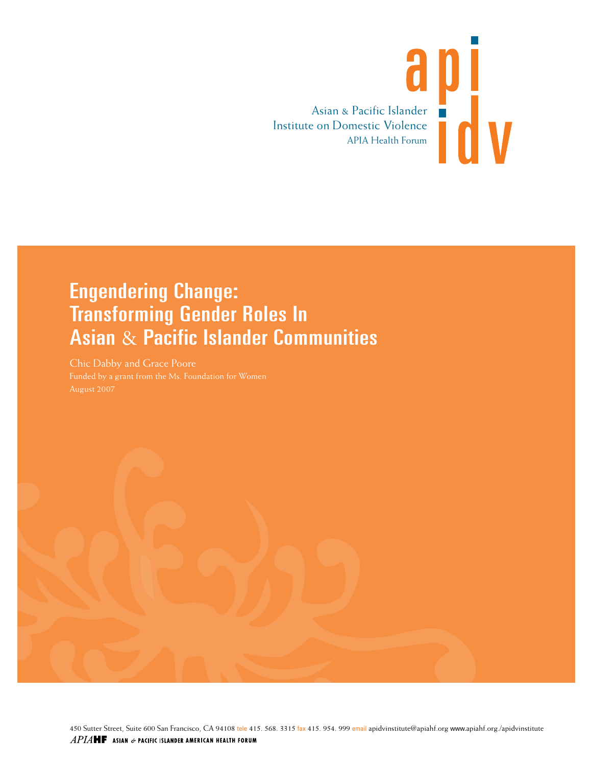Asian & Pacific Islander
Institute on Domestic Violence
APIA Health Forum

api
idv

# Engendering Change: Transforming Gender Roles In Asian & Pacific Islander Communities

Chic Dabby and Grace Poore

Funded by a grant from the Ms. Foundation for Women

August 2007

450 Sutter Street, Suite 600 San Francisco, CA 94108 tele 415. 568. 3315 fax 415. 954. 999 email apidvinstitute@apiahf.org www.apiahf.org./apidvinstitute

APIAHF ASIAN & PACIFIC ISLANDER AMERICAN HEALTH FORUM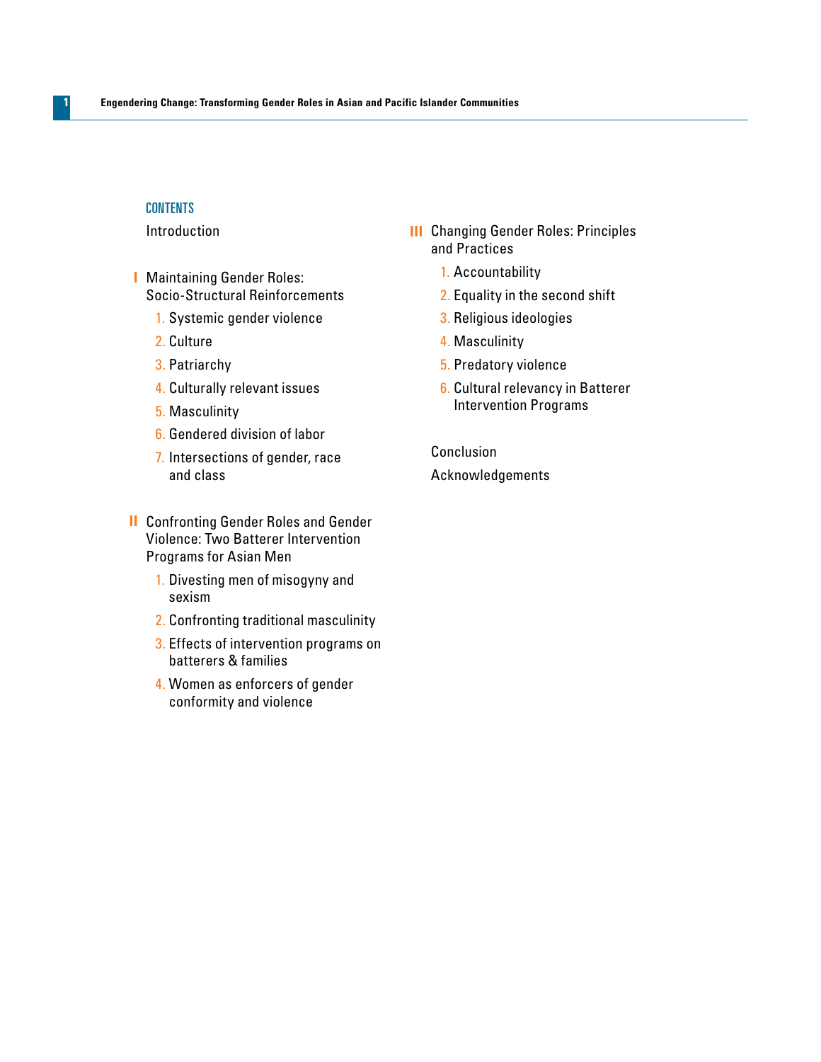## CONTENTS

Introduction

**I** Maintaining Gender Roles: Socio-Structural Reinforcements

1. Systemic gender violence
2. Culture
3. Patriarchy
4. Culturally relevant issues
5. Masculinity
6. Gendered division of labor
7. Intersections of gender, race and class

**II** Confronting Gender Roles and Gender Violence: Two Batterer Intervention Programs for Asian Men

1. Divesting men of misogyny and sexism
2. Confronting traditional masculinity
3. Effects of intervention programs on batterers & families
4. Women as enforcers of gender conformity and violence

**III** Changing Gender Roles: Principles and Practices

1. Accountability
2. Equality in the second shift
3. Religious ideologies
4. Masculinity
5. Predatory violence
6. Cultural relevancy in Batterer Intervention Programs

Conclusion

Acknowledgements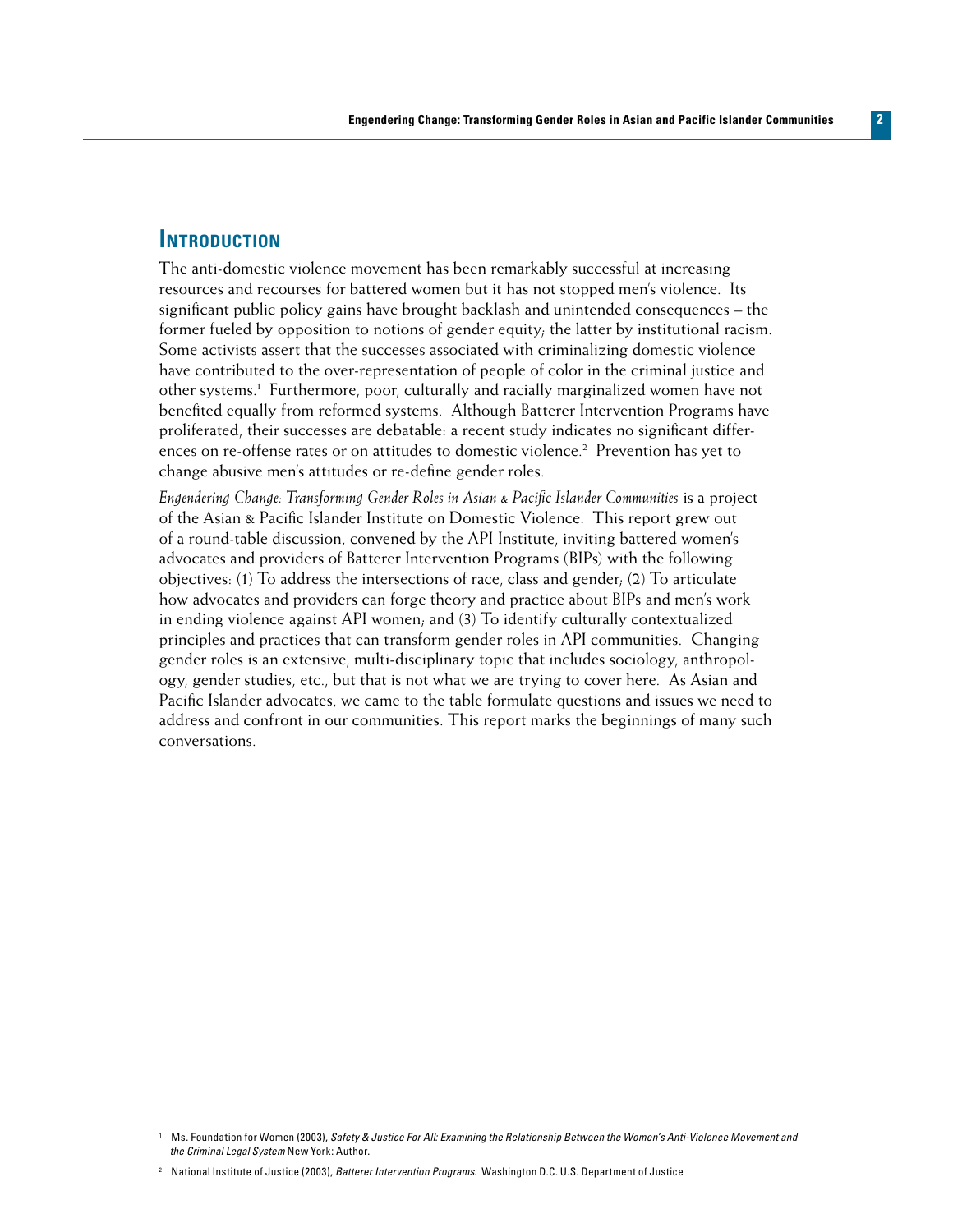## Introduction

The anti-domestic violence movement has been remarkably successful at increasing resources and recourses for battered women but it has not stopped men's violence. Its significant public policy gains have brought backlash and unintended consequences – the former fueled by opposition to notions of gender equity; the latter by institutional racism. Some activists assert that the successes associated with criminalizing domestic violence have contributed to the over-representation of people of color in the criminal justice and other systems.[1] Furthermore, poor, culturally and racially marginalized women have not benefited equally from reformed systems. Although Batterer Intervention Programs have proliferated, their successes are debatable: a recent study indicates no significant differences on re-offense rates or on attitudes to domestic violence.[2] Prevention has yet to change abusive men's attitudes or re-define gender roles.

*Engendering Change: Transforming Gender Roles in Asian & Pacific Islander Communities* is a project of the Asian & Pacific Islander Institute on Domestic Violence. This report grew out of a round-table discussion, convened by the API Institute, inviting battered women's advocates and providers of Batterer Intervention Programs (BIPs) with the following objectives: (1) To address the intersections of race, class and gender; (2) To articulate how advocates and providers can forge theory and practice about BIPs and men's work in ending violence against API women; and (3) To identify culturally contextualized principles and practices that can transform gender roles in API communities. Changing gender roles is an extensive, multi-disciplinary topic that includes sociology, anthropology, gender studies, etc., but that is not what we are trying to cover here. As Asian and Pacific Islander advocates, we came to the table formulate questions and issues we need to address and confront in our communities. This report marks the beginnings of many such conversations.

[1] Ms. Foundation for Women (2003), *Safety & Justice For All: Examining the Relationship Between the Women's Anti-Violence Movement and the Criminal Legal System* New York: Author.

[2] National Institute of Justice (2003), *Batterer Intervention Programs*. Washington D.C. U.S. Department of Justice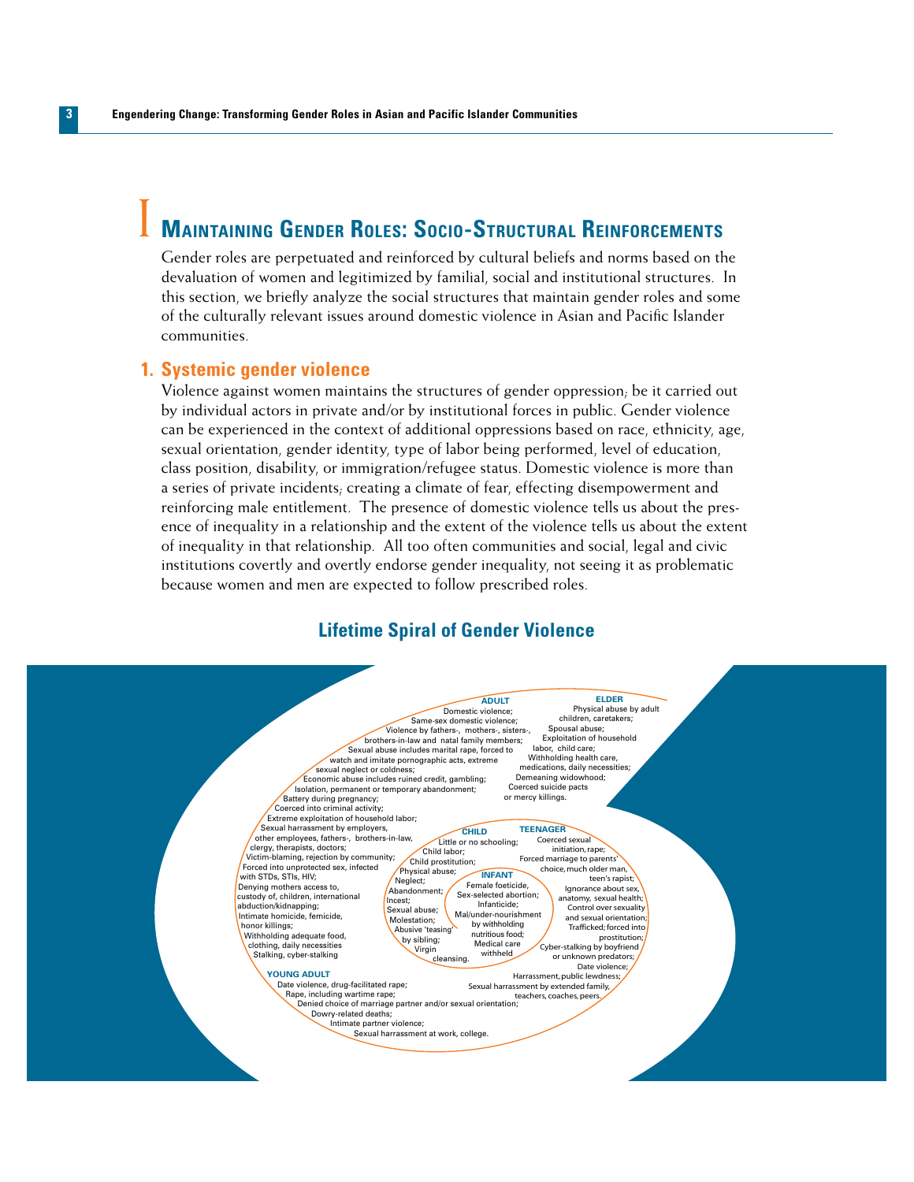# I Maintaining Gender Roles: Socio-Structural Reinforcements

Gender roles are perpetuated and reinforced by cultural beliefs and norms based on the devaluation of women and legitimized by familial, social and institutional structures. In this section, we briefly analyze the social structures that maintain gender roles and some of the culturally relevant issues around domestic violence in Asian and Pacific Islander communities.

## 1. Systemic gender violence

Violence against women maintains the structures of gender oppression; be it carried out by individual actors in private and/or by institutional forces in public. Gender violence can be experienced in the context of additional oppressions based on race, ethnicity, age, sexual orientation, gender identity, type of labor being performed, level of education, class position, disability, or immigration/refugee status. Domestic violence is more than a series of private incidents; creating a climate of fear, effecting disempowerment and reinforcing male entitlement. The presence of domestic violence tells us about the presence of inequality in a relationship and the extent of the violence tells us about the extent of inequality in that relationship. All too often communities and social, legal and civic institutions covertly and overtly endorse gender inequality, not seeing it as problematic because women and men are expected to follow prescribed roles.

### Lifetime Spiral of Gender Violence

**INFANT**
Female foeticide, Sex-selected abortion; Infanticide; Mal/under-nourishment by withholding nutritious food; Medical care withheld

**CHILD**
Little or no schooling; Child labor; Child prostitution; Physical abuse; Neglect; Abandonment; Incest; Sexual abuse; Molestation; Abusive 'teasing' by sibling; Virgin cleansing.

**TEENAGER**
Coerced sexual initiation, rape; Forced marriage to parents' choice, much older man, teen's rapist; Ignorance about sex, anatomy, sexual health; Control over sexuality and sexual orientation; Trafficked; forced into prostitution; Cyber-stalking by boyfriend or unknown predators; Date violence; Harrassment, public lewdness; Sexual harrassment by extended family, teachers, coaches, peers.

**YOUNG ADULT**
Date violence, drug-facilitated rape; Rape, including wartime rape; Denied choice of marriage partner and/or sexual orientation; Dowry-related deaths; Intimate partner violence; Sexual harrassment at work, college.

**ADULT**
Domestic violence; Same-sex domestic violence; Violence by fathers-, mothers-, sisters-, brothers-in-law and natal family members; Sexual abuse includes marital rape, forced to watch and imitate pornographic acts, extreme sexual neglect or coldness; Economic abuse includes ruined credit, gambling; Isolation, permanent or temporary abandonment; Battery during pregnancy; Coerced into criminal activity; Extreme exploitation of household labor; Sexual harrassment by employers, other employees, fathers-, brothers-in-law, clergy, therapists, doctors; Victim-blaming, rejection by community; Forced into unprotected sex, infected with STDs, STIs, HIV; Denying mothers access to, custody of, children, international abduction/kidnapping; Intimate homicide, femicide, honor killings; Withholding adequate food, clothing, daily necessities; Stalking, cyber-stalking

**ELDER**
Physical abuse by adult children, caretakers; Spousal abuse; Exploitation of household labor, child care; Withholding health care, medications, daily necessities; Demeaning widowhood; Coerced suicide pacts or mercy killings.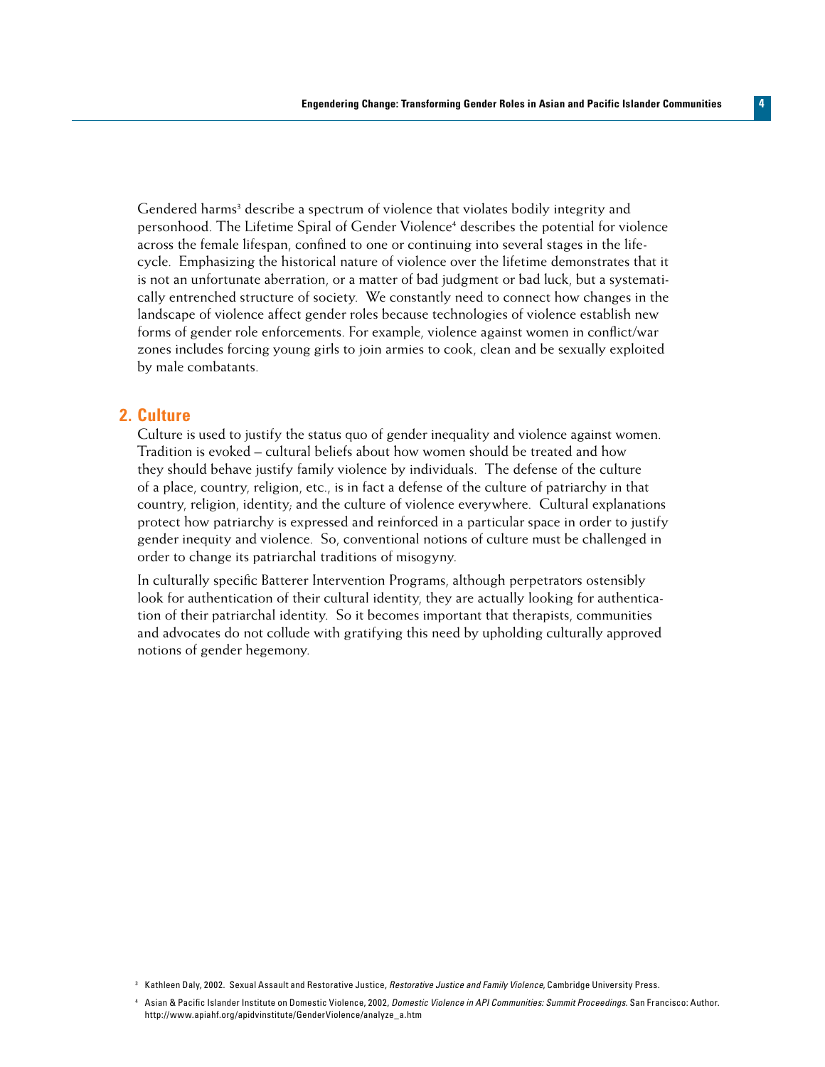Gendered harms[3] describe a spectrum of violence that violates bodily integrity and personhood. The Lifetime Spiral of Gender Violence[4] describes the potential for violence across the female lifespan, confined to one or continuing into several stages in the life-cycle. Emphasizing the historical nature of violence over the lifetime demonstrates that it is not an unfortunate aberration, or a matter of bad judgment or bad luck, but a systematically entrenched structure of society. We constantly need to connect how changes in the landscape of violence affect gender roles because technologies of violence establish new forms of gender role enforcements. For example, violence against women in conflict/war zones includes forcing young girls to join armies to cook, clean and be sexually exploited by male combatants.

## 2. Culture

Culture is used to justify the status quo of gender inequality and violence against women. Tradition is evoked – cultural beliefs about how women should be treated and how they should behave justify family violence by individuals. The defense of the culture of a place, country, religion, etc., is in fact a defense of the culture of patriarchy in that country, religion, identity; and the culture of violence everywhere. Cultural explanations protect how patriarchy is expressed and reinforced in a particular space in order to justify gender inequity and violence. So, conventional notions of culture must be challenged in order to change its patriarchal traditions of misogyny.

In culturally specific Batterer Intervention Programs, although perpetrators ostensibly look for authentication of their cultural identity, they are actually looking for authentication of their patriarchal identity. So it becomes important that therapists, communities and advocates do not collude with gratifying this need by upholding culturally approved notions of gender hegemony.

[3] Kathleen Daly, 2002. Sexual Assault and Restorative Justice, *Restorative Justice and Family Violence*, Cambridge University Press.

[4] Asian & Pacific Islander Institute on Domestic Violence, 2002, *Domestic Violence in API Communities: Summit Proceedings*. San Francisco: Author. http://www.apiahf.org/apidvinstitute/GenderViolence/analyze_a.htm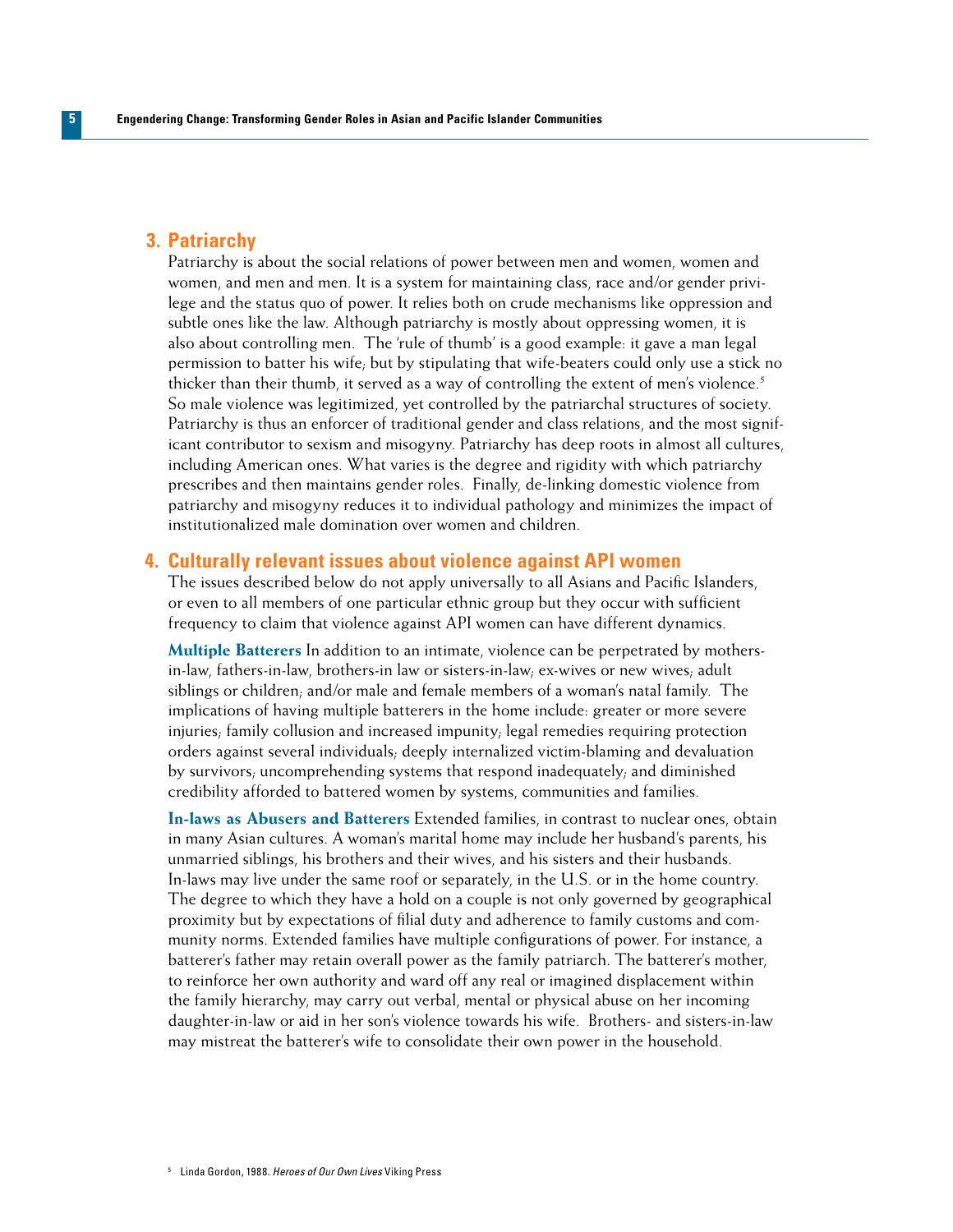## 3. Patriarchy

Patriarchy is about the social relations of power between men and women, women and women, and men and men. It is a system for maintaining class, race and/or gender privilege and the status quo of power. It relies both on crude mechanisms like oppression and subtle ones like the law. Although patriarchy is mostly about oppressing women, it is also about controlling men. The 'rule of thumb' is a good example: it gave a man legal permission to batter his wife; but by stipulating that wife-beaters could only use a stick no thicker than their thumb, it served as a way of controlling the extent of men's violence.[5] So male violence was legitimized, yet controlled by the patriarchal structures of society. Patriarchy is thus an enforcer of traditional gender and class relations, and the most significant contributor to sexism and misogyny. Patriarchy has deep roots in almost all cultures, including American ones. What varies is the degree and rigidity with which patriarchy prescribes and then maintains gender roles. Finally, de-linking domestic violence from patriarchy and misogyny reduces it to individual pathology and minimizes the impact of institutionalized male domination over women and children.

## 4. Culturally relevant issues about violence against API women

The issues described below do not apply universally to all Asians and Pacific Islanders, or even to all members of one particular ethnic group but they occur with sufficient frequency to claim that violence against API women can have different dynamics.

**Multiple Batterers** In addition to an intimate, violence can be perpetrated by mothers-in-law, fathers-in-law, brothers-in law or sisters-in-law; ex-wives or new wives; adult siblings or children; and/or male and female members of a woman's natal family. The implications of having multiple batterers in the home include: greater or more severe injuries; family collusion and increased impunity; legal remedies requiring protection orders against several individuals; deeply internalized victim-blaming and devaluation by survivors; uncomprehending systems that respond inadequately; and diminished credibility afforded to battered women by systems, communities and families.

**In-laws as Abusers and Batterers** Extended families, in contrast to nuclear ones, obtain in many Asian cultures. A woman's marital home may include her husband's parents, his unmarried siblings, his brothers and their wives, and his sisters and their husbands. In-laws may live under the same roof or separately, in the U.S. or in the home country. The degree to which they have a hold on a couple is not only governed by geographical proximity but by expectations of filial duty and adherence to family customs and community norms. Extended families have multiple configurations of power. For instance, a batterer's father may retain overall power as the family patriarch. The batterer's mother, to reinforce her own authority and ward off any real or imagined displacement within the family hierarchy, may carry out verbal, mental or physical abuse on her incoming daughter-in-law or aid in her son's violence towards his wife. Brothers- and sisters-in-law may mistreat the batterer's wife to consolidate their own power in the household.

[5] Linda Gordon, 1988. *Heroes of Our Own Lives* Viking Press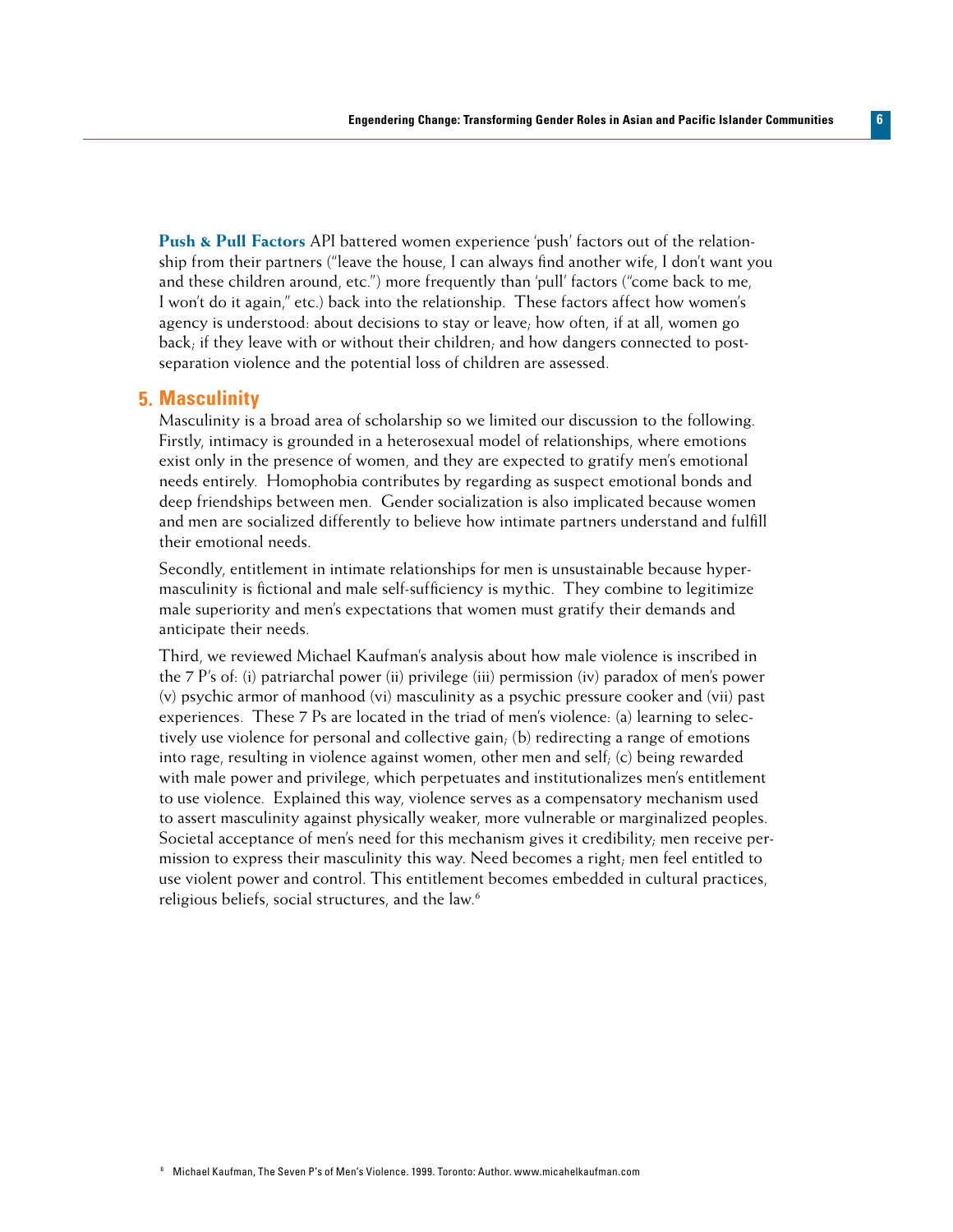**Push & Pull Factors** API battered women experience 'push' factors out of the relationship from their partners ("leave the house, I can always find another wife, I don't want you and these children around, etc.") more frequently than 'pull' factors ("come back to me, I won't do it again," etc.) back into the relationship. These factors affect how women's agency is understood: about decisions to stay or leave; how often, if at all, women go back; if they leave with or without their children; and how dangers connected to post-separation violence and the potential loss of children are assessed.

## 5. Masculinity

Masculinity is a broad area of scholarship so we limited our discussion to the following. Firstly, intimacy is grounded in a heterosexual model of relationships, where emotions exist only in the presence of women, and they are expected to gratify men's emotional needs entirely. Homophobia contributes by regarding as suspect emotional bonds and deep friendships between men. Gender socialization is also implicated because women and men are socialized differently to believe how intimate partners understand and fulfill their emotional needs.

Secondly, entitlement in intimate relationships for men is unsustainable because hyper-masculinity is fictional and male self-sufficiency is mythic. They combine to legitimize male superiority and men's expectations that women must gratify their demands and anticipate their needs.

Third, we reviewed Michael Kaufman's analysis about how male violence is inscribed in the 7 P's of: (i) patriarchal power (ii) privilege (iii) permission (iv) paradox of men's power (v) psychic armor of manhood (vi) masculinity as a psychic pressure cooker and (vii) past experiences. These 7 Ps are located in the triad of men's violence: (a) learning to selectively use violence for personal and collective gain; (b) redirecting a range of emotions into rage, resulting in violence against women, other men and self; (c) being rewarded with male power and privilege, which perpetuates and institutionalizes men's entitlement to use violence. Explained this way, violence serves as a compensatory mechanism used to assert masculinity against physically weaker, more vulnerable or marginalized peoples. Societal acceptance of men's need for this mechanism gives it credibility; men receive permission to express their masculinity this way. Need becomes a right; men feel entitled to use violent power and control. This entitlement becomes embedded in cultural practices, religious beliefs, social structures, and the law.[6]

[6] Michael Kaufman, The Seven P's of Men's Violence. 1999. Toronto: Author. www.micahelkaufman.com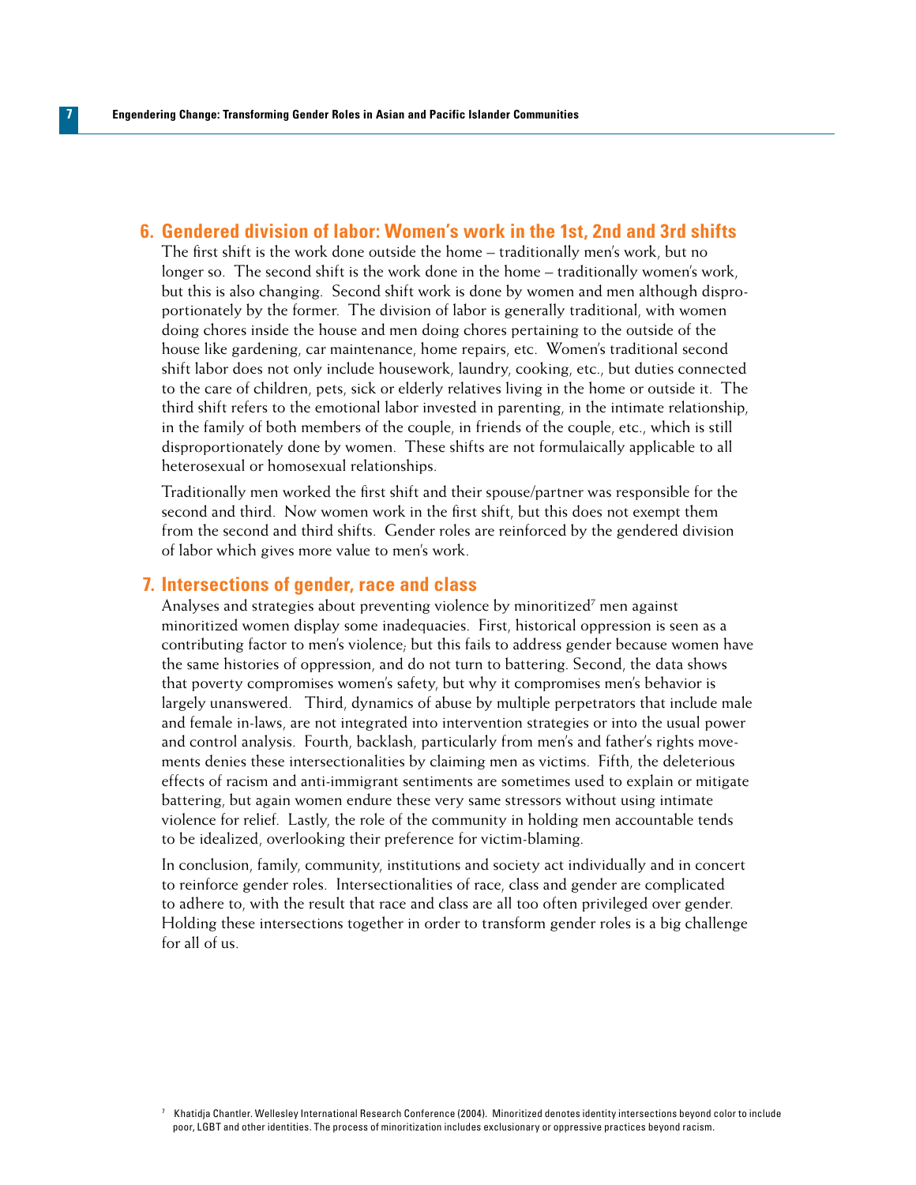## 6. Gendered division of labor: Women's work in the 1st, 2nd and 3rd shifts

The first shift is the work done outside the home – traditionally men's work, but no longer so. The second shift is the work done in the home – traditionally women's work, but this is also changing. Second shift work is done by women and men although disproportionately by the former. The division of labor is generally traditional, with women doing chores inside the house and men doing chores pertaining to the outside of the house like gardening, car maintenance, home repairs, etc. Women's traditional second shift labor does not only include housework, laundry, cooking, etc., but duties connected to the care of children, pets, sick or elderly relatives living in the home or outside it. The third shift refers to the emotional labor invested in parenting, in the intimate relationship, in the family of both members of the couple, in friends of the couple, etc., which is still disproportionately done by women. These shifts are not formulaically applicable to all heterosexual or homosexual relationships.

Traditionally men worked the first shift and their spouse/partner was responsible for the second and third. Now women work in the first shift, but this does not exempt them from the second and third shifts. Gender roles are reinforced by the gendered division of labor which gives more value to men's work.

## 7. Intersections of gender, race and class

Analyses and strategies about preventing violence by minoritized[7] men against minoritized women display some inadequacies. First, historical oppression is seen as a contributing factor to men's violence; but this fails to address gender because women have the same histories of oppression, and do not turn to battering. Second, the data shows that poverty compromises women's safety, but why it compromises men's behavior is largely unanswered. Third, dynamics of abuse by multiple perpetrators that include male and female in-laws, are not integrated into intervention strategies or into the usual power and control analysis. Fourth, backlash, particularly from men's and father's rights movements denies these intersectionalities by claiming men as victims. Fifth, the deleterious effects of racism and anti-immigrant sentiments are sometimes used to explain or mitigate battering, but again women endure these very same stressors without using intimate violence for relief. Lastly, the role of the community in holding men accountable tends to be idealized, overlooking their preference for victim-blaming.

In conclusion, family, community, institutions and society act individually and in concert to reinforce gender roles. Intersectionalities of race, class and gender are complicated to adhere to, with the result that race and class are all too often privileged over gender. Holding these intersections together in order to transform gender roles is a big challenge for all of us.

[7] Khatidja Chantler. Wellesley International Research Conference (2004). Minoritized denotes identity intersections beyond color to include poor, LGBT and other identities. The process of minoritization includes exclusionary or oppressive practices beyond racism.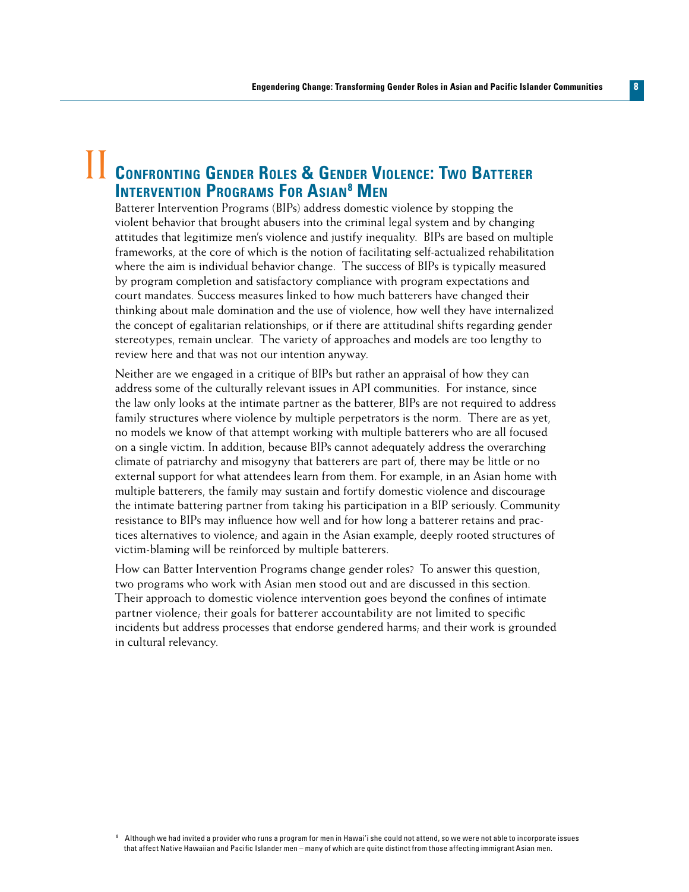## II Confronting Gender Roles & Gender Violence: Two Batterer Intervention Programs For Asian[8] Men

Batterer Intervention Programs (BIPs) address domestic violence by stopping the violent behavior that brought abusers into the criminal legal system and by changing attitudes that legitimize men's violence and justify inequality. BIPs are based on multiple frameworks, at the core of which is the notion of facilitating self-actualized rehabilitation where the aim is individual behavior change. The success of BIPs is typically measured by program completion and satisfactory compliance with program expectations and court mandates. Success measures linked to how much batterers have changed their thinking about male domination and the use of violence, how well they have internalized the concept of egalitarian relationships, or if there are attitudinal shifts regarding gender stereotypes, remain unclear. The variety of approaches and models are too lengthy to review here and that was not our intention anyway.

Neither are we engaged in a critique of BIPs but rather an appraisal of how they can address some of the culturally relevant issues in API communities. For instance, since the law only looks at the intimate partner as the batterer, BIPs are not required to address family structures where violence by multiple perpetrators is the norm. There are as yet, no models we know of that attempt working with multiple batterers who are all focused on a single victim. In addition, because BIPs cannot adequately address the overarching climate of patriarchy and misogyny that batterers are part of, there may be little or no external support for what attendees learn from them. For example, in an Asian home with multiple batterers, the family may sustain and fortify domestic violence and discourage the intimate battering partner from taking his participation in a BIP seriously. Community resistance to BIPs may influence how well and for how long a batterer retains and practices alternatives to violence; and again in the Asian example, deeply rooted structures of victim-blaming will be reinforced by multiple batterers.

How can Batter Intervention Programs change gender roles? To answer this question, two programs who work with Asian men stood out and are discussed in this section. Their approach to domestic violence intervention goes beyond the confines of intimate partner violence; their goals for batterer accountability are not limited to specific incidents but address processes that endorse gendered harms; and their work is grounded in cultural relevancy.

[8] Although we had invited a provider who runs a program for men in Hawai'i she could not attend, so we were not able to incorporate issues that affect Native Hawaiian and Pacific Islander men – many of which are quite distinct from those affecting immigrant Asian men.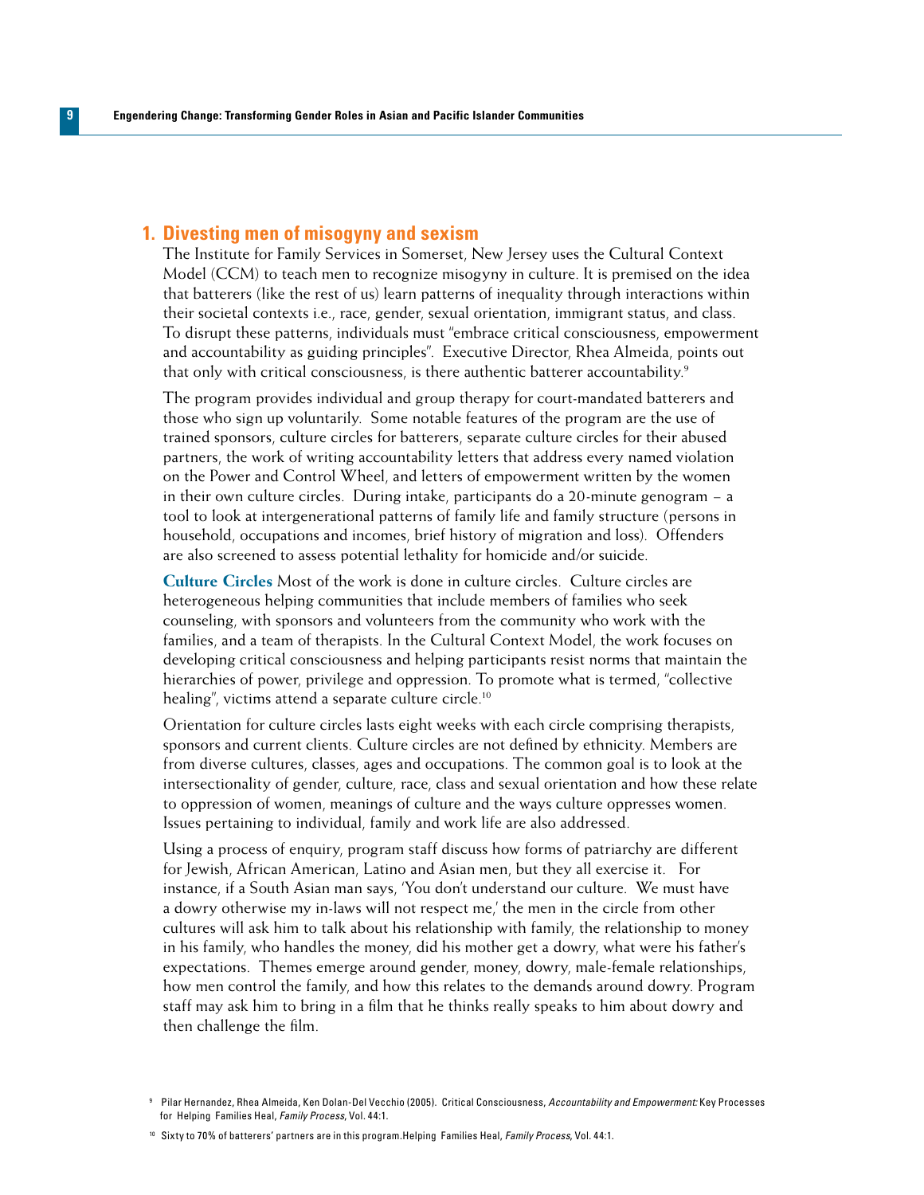## 1. Divesting men of misogyny and sexism

The Institute for Family Services in Somerset, New Jersey uses the Cultural Context Model (CCM) to teach men to recognize misogyny in culture. It is premised on the idea that batterers (like the rest of us) learn patterns of inequality through interactions within their societal contexts i.e., race, gender, sexual orientation, immigrant status, and class. To disrupt these patterns, individuals must "embrace critical consciousness, empowerment and accountability as guiding principles". Executive Director, Rhea Almeida, points out that only with critical consciousness, is there authentic batterer accountability.[9]

The program provides individual and group therapy for court-mandated batterers and those who sign up voluntarily. Some notable features of the program are the use of trained sponsors, culture circles for batterers, separate culture circles for their abused partners, the work of writing accountability letters that address every named violation on the Power and Control Wheel, and letters of empowerment written by the women in their own culture circles. During intake, participants do a 20-minute genogram – a tool to look at intergenerational patterns of family life and family structure (persons in household, occupations and incomes, brief history of migration and loss). Offenders are also screened to assess potential lethality for homicide and/or suicide.

**Culture Circles** Most of the work is done in culture circles. Culture circles are heterogeneous helping communities that include members of families who seek counseling, with sponsors and volunteers from the community who work with the families, and a team of therapists. In the Cultural Context Model, the work focuses on developing critical consciousness and helping participants resist norms that maintain the hierarchies of power, privilege and oppression. To promote what is termed, "collective healing", victims attend a separate culture circle.[10]

Orientation for culture circles lasts eight weeks with each circle comprising therapists, sponsors and current clients. Culture circles are not defined by ethnicity. Members are from diverse cultures, classes, ages and occupations. The common goal is to look at the intersectionality of gender, culture, race, class and sexual orientation and how these relate to oppression of women, meanings of culture and the ways culture oppresses women. Issues pertaining to individual, family and work life are also addressed.

Using a process of enquiry, program staff discuss how forms of patriarchy are different for Jewish, African American, Latino and Asian men, but they all exercise it. For instance, if a South Asian man says, 'You don't understand our culture. We must have a dowry otherwise my in-laws will not respect me,' the men in the circle from other cultures will ask him to talk about his relationship with family, the relationship to money in his family, who handles the money, did his mother get a dowry, what were his father's expectations. Themes emerge around gender, money, dowry, male-female relationships, how men control the family, and how this relates to the demands around dowry. Program staff may ask him to bring in a film that he thinks really speaks to him about dowry and then challenge the film.

---

[9] Pilar Hernandez, Rhea Almeida, Ken Dolan-Del Vecchio (2005). Critical Consciousness, *Accountability and Empowerment:* Key Processes for Helping Families Heal, *Family Process*, Vol. 44:1.

[10] Sixty to 70% of batterers' partners are in this program.Helping Families Heal, *Family Process*, Vol. 44:1.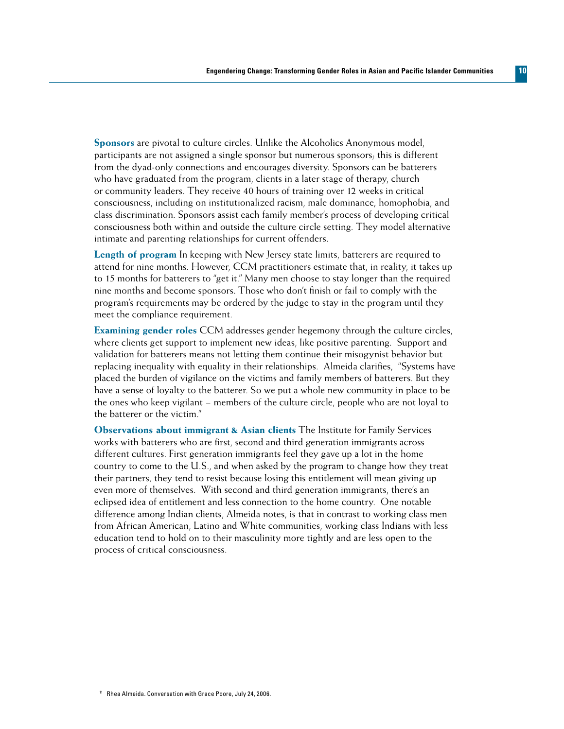**Sponsors** are pivotal to culture circles. Unlike the Alcoholics Anonymous model, participants are not assigned a single sponsor but numerous sponsors; this is different from the dyad-only connections and encourages diversity. Sponsors can be batterers who have graduated from the program, clients in a later stage of therapy, church or community leaders. They receive 40 hours of training over 12 weeks in critical consciousness, including on institutionalized racism, male dominance, homophobia, and class discrimination. Sponsors assist each family member's process of developing critical consciousness both within and outside the culture circle setting. They model alternative intimate and parenting relationships for current offenders.

**Length of program** In keeping with New Jersey state limits, batterers are required to attend for nine months. However, CCM practitioners estimate that, in reality, it takes up to 15 months for batterers to "get it." Many men choose to stay longer than the required nine months and become sponsors. Those who don't finish or fail to comply with the program's requirements may be ordered by the judge to stay in the program until they meet the compliance requirement.

**Examining gender roles** CCM addresses gender hegemony through the culture circles, where clients get support to implement new ideas, like positive parenting. Support and validation for batterers means not letting them continue their misogynist behavior but replacing inequality with equality in their relationships. Almeida clarifies, "Systems have placed the burden of vigilance on the victims and family members of batterers. But they have a sense of loyalty to the batterer. So we put a whole new community in place to be the ones who keep vigilant – members of the culture circle, people who are not loyal to the batterer or the victim."

**Observations about immigrant & Asian clients** The Institute for Family Services works with batterers who are first, second and third generation immigrants across different cultures. First generation immigrants feel they gave up a lot in the home country to come to the U.S., and when asked by the program to change how they treat their partners, they tend to resist because losing this entitlement will mean giving up even more of themselves. With second and third generation immigrants, there's an eclipsed idea of entitlement and less connection to the home country. One notable difference among Indian clients, Almeida notes, is that in contrast to working class men from African American, Latino and White communities, working class Indians with less education tend to hold on to their masculinity more tightly and are less open to the process of critical consciousness.

[11] Rhea Almeida. Conversation with Grace Poore, July 24, 2006.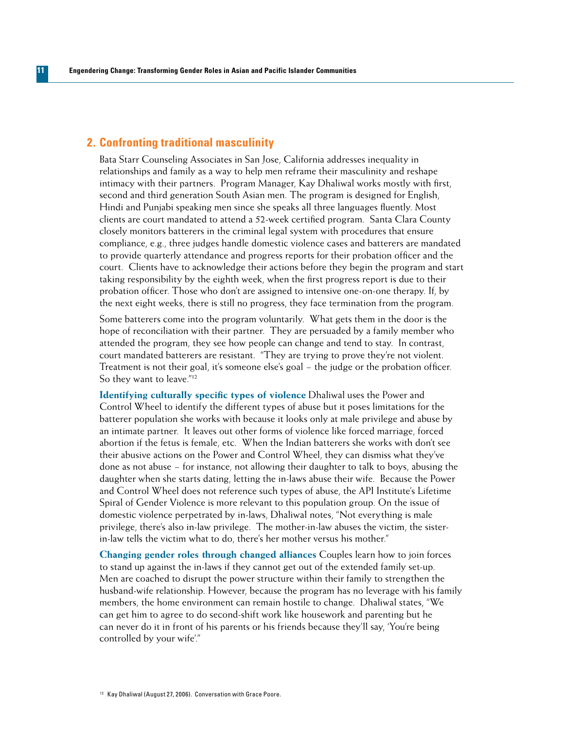## 2. Confronting traditional masculinity

Bata Starr Counseling Associates in San Jose, California addresses inequality in relationships and family as a way to help men reframe their masculinity and reshape intimacy with their partners. Program Manager, Kay Dhaliwal works mostly with first, second and third generation South Asian men. The program is designed for English, Hindi and Punjabi speaking men since she speaks all three languages fluently. Most clients are court mandated to attend a 52-week certified program. Santa Clara County closely monitors batterers in the criminal legal system with procedures that ensure compliance, e.g., three judges handle domestic violence cases and batterers are mandated to provide quarterly attendance and progress reports for their probation officer and the court. Clients have to acknowledge their actions before they begin the program and start taking responsibility by the eighth week, when the first progress report is due to their probation officer. Those who don't are assigned to intensive one-on-one therapy. If, by the next eight weeks, there is still no progress, they face termination from the program.

Some batterers come into the program voluntarily. What gets them in the door is the hope of reconciliation with their partner. They are persuaded by a family member who attended the program, they see how people can change and tend to stay. In contrast, court mandated batterers are resistant. "They are trying to prove they're not violent. Treatment is not their goal, it's someone else's goal – the judge or the probation officer. So they want to leave."[12]

**Identifying culturally specific types of violence** Dhaliwal uses the Power and Control Wheel to identify the different types of abuse but it poses limitations for the batterer population she works with because it looks only at male privilege and abuse by an intimate partner. It leaves out other forms of violence like forced marriage, forced abortion if the fetus is female, etc. When the Indian batterers she works with don't see their abusive actions on the Power and Control Wheel, they can dismiss what they've done as not abuse – for instance, not allowing their daughter to talk to boys, abusing the daughter when she starts dating, letting the in-laws abuse their wife. Because the Power and Control Wheel does not reference such types of abuse, the API Institute's Lifetime Spiral of Gender Violence is more relevant to this population group. On the issue of domestic violence perpetrated by in-laws, Dhaliwal notes, "Not everything is male privilege, there's also in-law privilege. The mother-in-law abuses the victim, the sister-in-law tells the victim what to do, there's her mother versus his mother."

**Changing gender roles through changed alliances** Couples learn how to join forces to stand up against the in-laws if they cannot get out of the extended family set-up. Men are coached to disrupt the power structure within their family to strengthen the husband-wife relationship. However, because the program has no leverage with his family members, the home environment can remain hostile to change. Dhaliwal states, "We can get him to agree to do second-shift work like housework and parenting but he can never do it in front of his parents or his friends because they'll say, 'You're being controlled by your wife'."

[12] Kay Dhaliwal (August 27, 2006). Conversation with Grace Poore.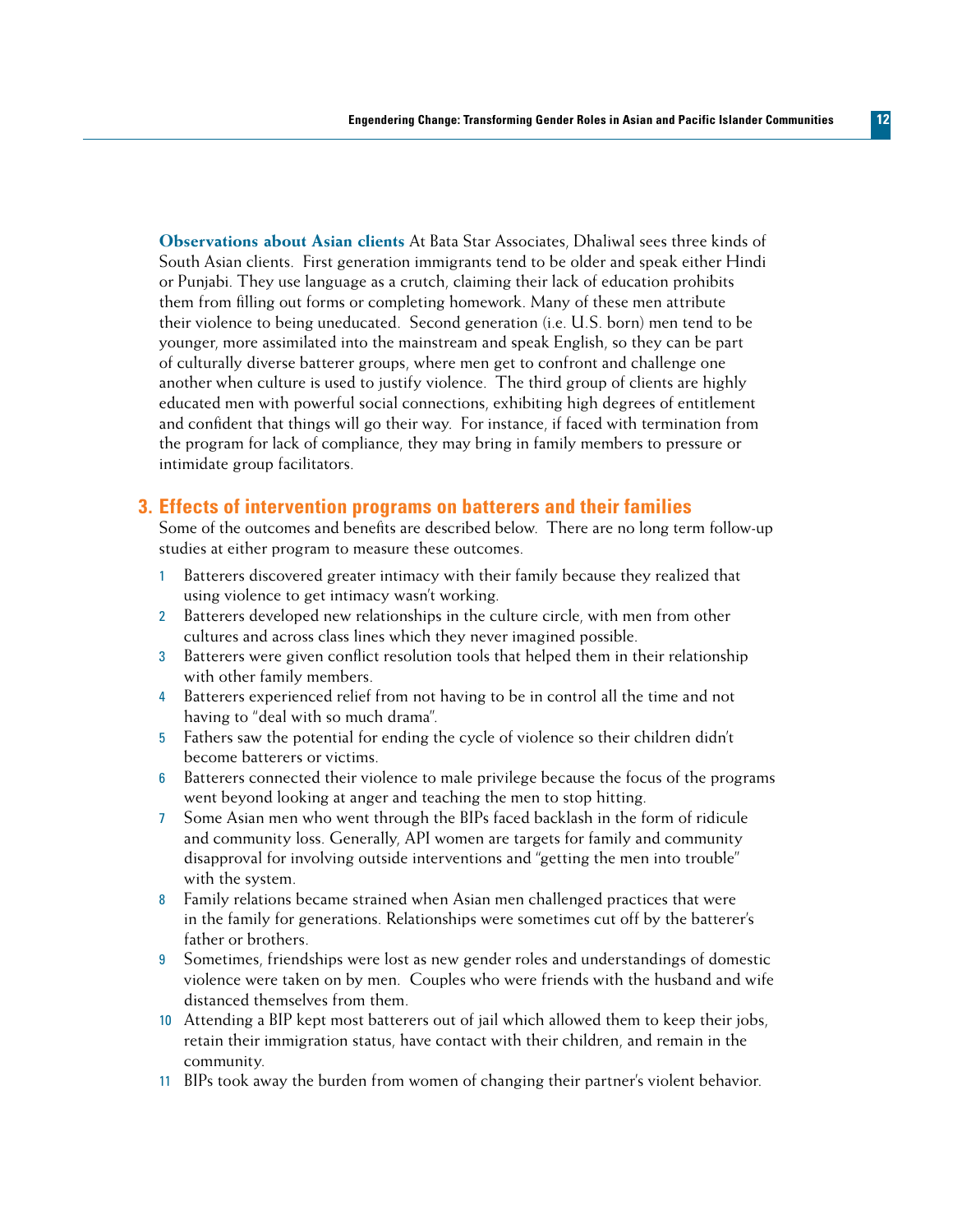**Observations about Asian clients** At Bata Star Associates, Dhaliwal sees three kinds of South Asian clients. First generation immigrants tend to be older and speak either Hindi or Punjabi. They use language as a crutch, claiming their lack of education prohibits them from filling out forms or completing homework. Many of these men attribute their violence to being uneducated. Second generation (i.e. U.S. born) men tend to be younger, more assimilated into the mainstream and speak English, so they can be part of culturally diverse batterer groups, where men get to confront and challenge one another when culture is used to justify violence. The third group of clients are highly educated men with powerful social connections, exhibiting high degrees of entitlement and confident that things will go their way. For instance, if faced with termination from the program for lack of compliance, they may bring in family members to pressure or intimidate group facilitators.

## 3. Effects of intervention programs on batterers and their families

Some of the outcomes and benefits are described below. There are no long term follow-up studies at either program to measure these outcomes.

1. Batterers discovered greater intimacy with their family because they realized that using violence to get intimacy wasn't working.
2. Batterers developed new relationships in the culture circle, with men from other cultures and across class lines which they never imagined possible.
3. Batterers were given conflict resolution tools that helped them in their relationship with other family members.
4. Batterers experienced relief from not having to be in control all the time and not having to "deal with so much drama".
5. Fathers saw the potential for ending the cycle of violence so their children didn't become batterers or victims.
6. Batterers connected their violence to male privilege because the focus of the programs went beyond looking at anger and teaching the men to stop hitting.
7. Some Asian men who went through the BIPs faced backlash in the form of ridicule and community loss. Generally, API women are targets for family and community disapproval for involving outside interventions and "getting the men into trouble" with the system.
8. Family relations became strained when Asian men challenged practices that were in the family for generations. Relationships were sometimes cut off by the batterer's father or brothers.
9. Sometimes, friendships were lost as new gender roles and understandings of domestic violence were taken on by men. Couples who were friends with the husband and wife distanced themselves from them.
10. Attending a BIP kept most batterers out of jail which allowed them to keep their jobs, retain their immigration status, have contact with their children, and remain in the community.
11. BIPs took away the burden from women of changing their partner's violent behavior.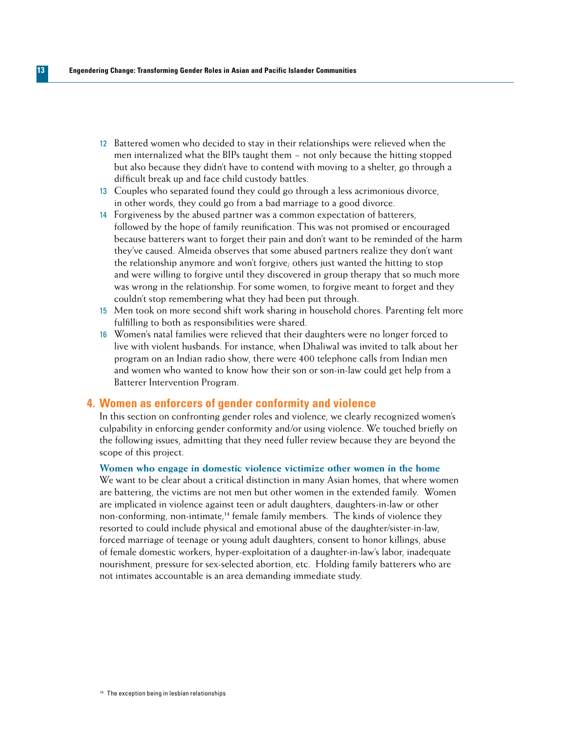12 Battered women who decided to stay in their relationships were relieved when the men internalized what the BIPs taught them – not only because the hitting stopped but also because they didn't have to contend with moving to a shelter, go through a difficult break up and face child custody battles.

13 Couples who separated found they could go through a less acrimonious divorce, in other words, they could go from a bad marriage to a good divorce.

14 Forgiveness by the abused partner was a common expectation of batterers, followed by the hope of family reunification. This was not promised or encouraged because batterers want to forget their pain and don't want to be reminded of the harm they've caused. Almeida observes that some abused partners realize they don't want the relationship anymore and won't forgive; others just wanted the hitting to stop and were willing to forgive until they discovered in group therapy that so much more was wrong in the relationship. For some women, to forgive meant to forget and they couldn't stop remembering what they had been put through.

15 Men took on more second shift work sharing in household chores. Parenting felt more fulfilling to both as responsibilities were shared.

16 Women's natal families were relieved that their daughters were no longer forced to live with violent husbands. For instance, when Dhaliwal was invited to talk about her program on an Indian radio show, there were 400 telephone calls from Indian men and women who wanted to know how their son or son-in-law could get help from a Batterer Intervention Program.

## 4. Women as enforcers of gender conformity and violence

In this section on confronting gender roles and violence, we clearly recognized women's culpability in enforcing gender conformity and/or using violence. We touched briefly on the following issues, admitting that they need fuller review because they are beyond the scope of this project.

### Women who engage in domestic violence victimize other women in the home

We want to be clear about a critical distinction in many Asian homes, that where women are battering, the victims are not men but other women in the extended family. Women are implicated in violence against teen or adult daughters, daughters-in-law or other non-conforming, non-intimate,[14] female family members. The kinds of violence they resorted to could include physical and emotional abuse of the daughter/sister-in-law, forced marriage of teenage or young adult daughters, consent to honor killings, abuse of female domestic workers, hyper-exploitation of a daughter-in-law's labor, inadequate nourishment, pressure for sex-selected abortion, etc. Holding family batterers who are not intimates accountable is an area demanding immediate study.

[14] The exception being in lesbian relationships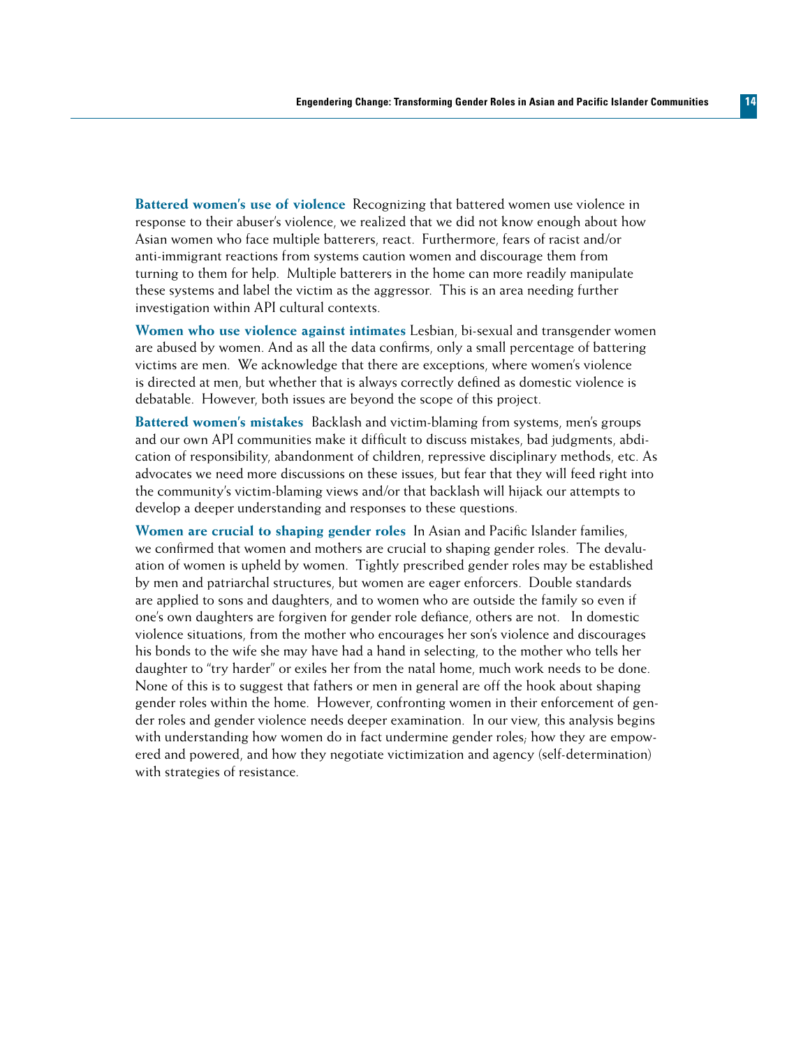**Battered women's use of violence** Recognizing that battered women use violence in response to their abuser's violence, we realized that we did not know enough about how Asian women who face multiple batterers, react. Furthermore, fears of racist and/or anti-immigrant reactions from systems caution women and discourage them from turning to them for help. Multiple batterers in the home can more readily manipulate these systems and label the victim as the aggressor. This is an area needing further investigation within API cultural contexts.

**Women who use violence against intimates** Lesbian, bi-sexual and transgender women are abused by women. And as all the data confirms, only a small percentage of battering victims are men. We acknowledge that there are exceptions, where women's violence is directed at men, but whether that is always correctly defined as domestic violence is debatable. However, both issues are beyond the scope of this project.

**Battered women's mistakes** Backlash and victim-blaming from systems, men's groups and our own API communities make it difficult to discuss mistakes, bad judgments, abdication of responsibility, abandonment of children, repressive disciplinary methods, etc. As advocates we need more discussions on these issues, but fear that they will feed right into the community's victim-blaming views and/or that backlash will hijack our attempts to develop a deeper understanding and responses to these questions.

**Women are crucial to shaping gender roles** In Asian and Pacific Islander families, we confirmed that women and mothers are crucial to shaping gender roles. The devaluation of women is upheld by women. Tightly prescribed gender roles may be established by men and patriarchal structures, but women are eager enforcers. Double standards are applied to sons and daughters, and to women who are outside the family so even if one's own daughters are forgiven for gender role defiance, others are not. In domestic violence situations, from the mother who encourages her son's violence and discourages his bonds to the wife she may have had a hand in selecting, to the mother who tells her daughter to "try harder" or exiles her from the natal home, much work needs to be done. None of this is to suggest that fathers or men in general are off the hook about shaping gender roles within the home. However, confronting women in their enforcement of gender roles and gender violence needs deeper examination. In our view, this analysis begins with understanding how women do in fact undermine gender roles; how they are empowered and powered, and how they negotiate victimization and agency (self-determination) with strategies of resistance.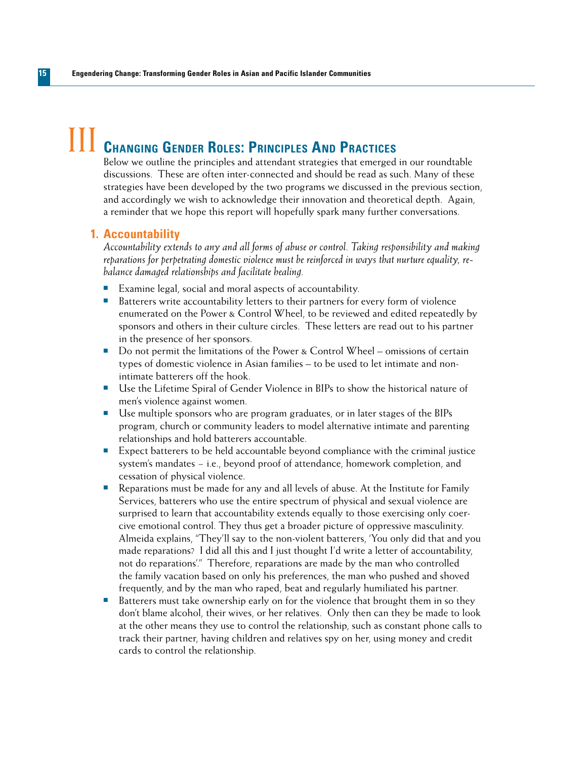# III Changing Gender Roles: Principles And Practices

Below we outline the principles and attendant strategies that emerged in our roundtable discussions. These are often inter-connected and should be read as such. Many of these strategies have been developed by the two programs we discussed in the previous section, and accordingly we wish to acknowledge their innovation and theoretical depth. Again, a reminder that we hope this report will hopefully spark many further conversations.

## 1. Accountability

*Accountability extends to any and all forms of abuse or control. Taking responsibility and making reparations for perpetrating domestic violence must be reinforced in ways that nurture equality, re-balance damaged relationships and facilitate healing.*

- Examine legal, social and moral aspects of accountability.
- Batterers write accountability letters to their partners for every form of violence enumerated on the Power & Control Wheel, to be reviewed and edited repeatedly by sponsors and others in their culture circles. These letters are read out to his partner in the presence of her sponsors.
- Do not permit the limitations of the Power & Control Wheel – omissions of certain types of domestic violence in Asian families – to be used to let intimate and non-intimate batterers off the hook.
- Use the Lifetime Spiral of Gender Violence in BIPs to show the historical nature of men's violence against women.
- Use multiple sponsors who are program graduates, or in later stages of the BIPs program, church or community leaders to model alternative intimate and parenting relationships and hold batterers accountable.
- Expect batterers to be held accountable beyond compliance with the criminal justice system's mandates – i.e., beyond proof of attendance, homework completion, and cessation of physical violence.
- Reparations must be made for any and all levels of abuse. At the Institute for Family Services, batterers who use the entire spectrum of physical and sexual violence are surprised to learn that accountability extends equally to those exercising only coercive emotional control. They thus get a broader picture of oppressive masculinity. Almeida explains, "They'll say to the non-violent batterers, 'You only did that and you made reparations? I did all this and I just thought I'd write a letter of accountability, not do reparations'." Therefore, reparations are made by the man who controlled the family vacation based on only his preferences, the man who pushed and shoved frequently, and by the man who raped, beat and regularly humiliated his partner.
- Batterers must take ownership early on for the violence that brought them in so they don't blame alcohol, their wives, or her relatives. Only then can they be made to look at the other means they use to control the relationship, such as constant phone calls to track their partner, having children and relatives spy on her, using money and credit cards to control the relationship.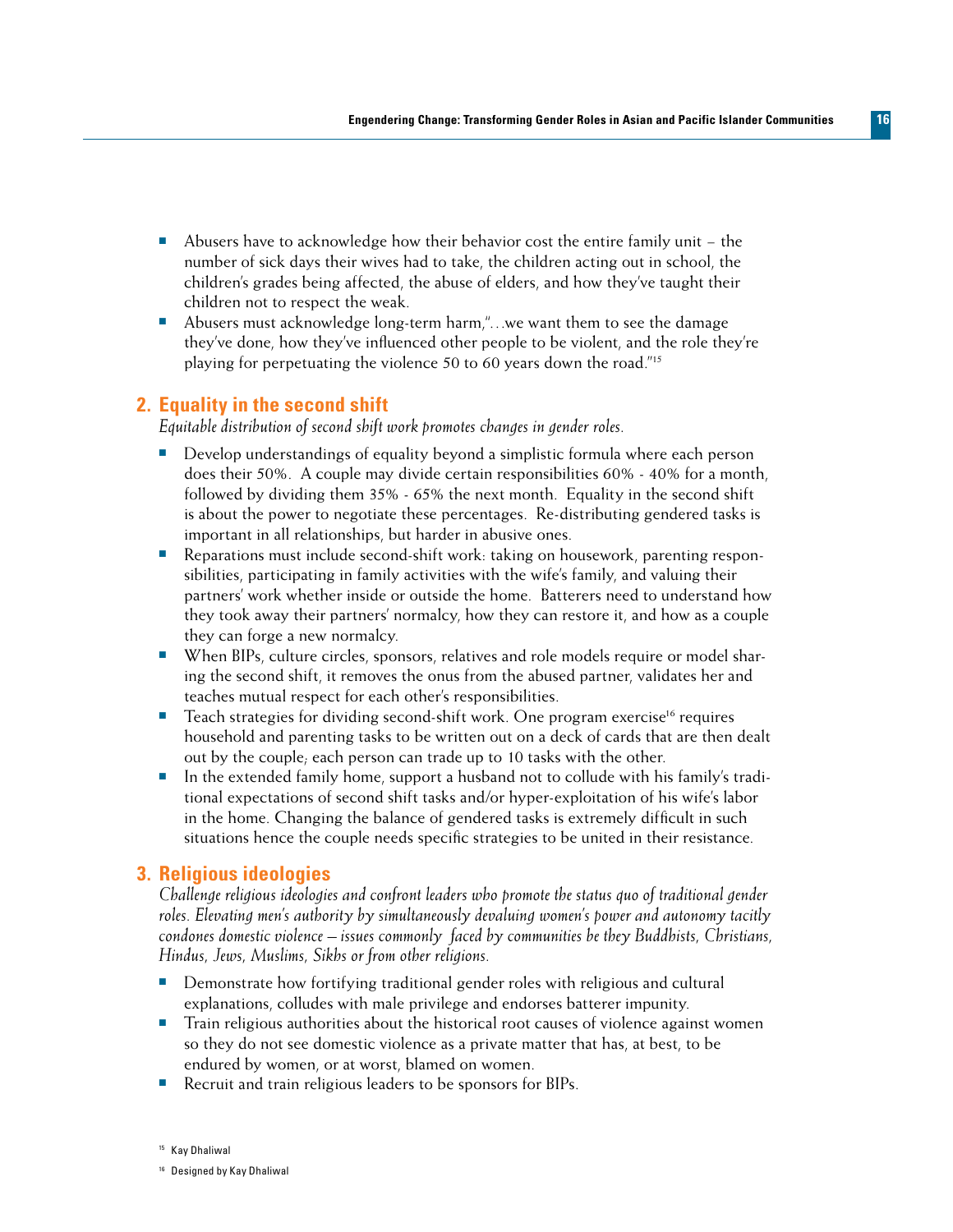- Abusers have to acknowledge how their behavior cost the entire family unit – the number of sick days their wives had to take, the children acting out in school, the children's grades being affected, the abuse of elders, and how they've taught their children not to respect the weak.
- Abusers must acknowledge long-term harm,"…we want them to see the damage they've done, how they've influenced other people to be violent, and the role they're playing for perpetuating the violence 50 to 60 years down the road."[15]

## 2. Equality in the second shift

*Equitable distribution of second shift work promotes changes in gender roles.*

- Develop understandings of equality beyond a simplistic formula where each person does their 50%. A couple may divide certain responsibilities 60% - 40% for a month, followed by dividing them 35% - 65% the next month. Equality in the second shift is about the power to negotiate these percentages. Re-distributing gendered tasks is important in all relationships, but harder in abusive ones.
- Reparations must include second-shift work: taking on housework, parenting responsibilities, participating in family activities with the wife's family, and valuing their partners' work whether inside or outside the home. Batterers need to understand how they took away their partners' normalcy, how they can restore it, and how as a couple they can forge a new normalcy.
- When BIPs, culture circles, sponsors, relatives and role models require or model sharing the second shift, it removes the onus from the abused partner, validates her and teaches mutual respect for each other's responsibilities.
- Teach strategies for dividing second-shift work. One program exercise[16] requires household and parenting tasks to be written out on a deck of cards that are then dealt out by the couple; each person can trade up to 10 tasks with the other.
- In the extended family home, support a husband not to collude with his family's traditional expectations of second shift tasks and/or hyper-exploitation of his wife's labor in the home. Changing the balance of gendered tasks is extremely difficult in such situations hence the couple needs specific strategies to be united in their resistance.

## 3. Religious ideologies

*Challenge religious ideologies and confront leaders who promote the status quo of traditional gender roles. Elevating men's authority by simultaneously devaluing women's power and autonomy tacitly condones domestic violence – issues commonly faced by communities be they Buddhists, Christians, Hindus, Jews, Muslims, Sikhs or from other religions.*

- Demonstrate how fortifying traditional gender roles with religious and cultural explanations, colludes with male privilege and endorses batterer impunity.
- Train religious authorities about the historical root causes of violence against women so they do not see domestic violence as a private matter that has, at best, to be endured by women, or at worst, blamed on women.
- Recruit and train religious leaders to be sponsors for BIPs.

[15] Kay Dhaliwal

[16] Designed by Kay Dhaliwal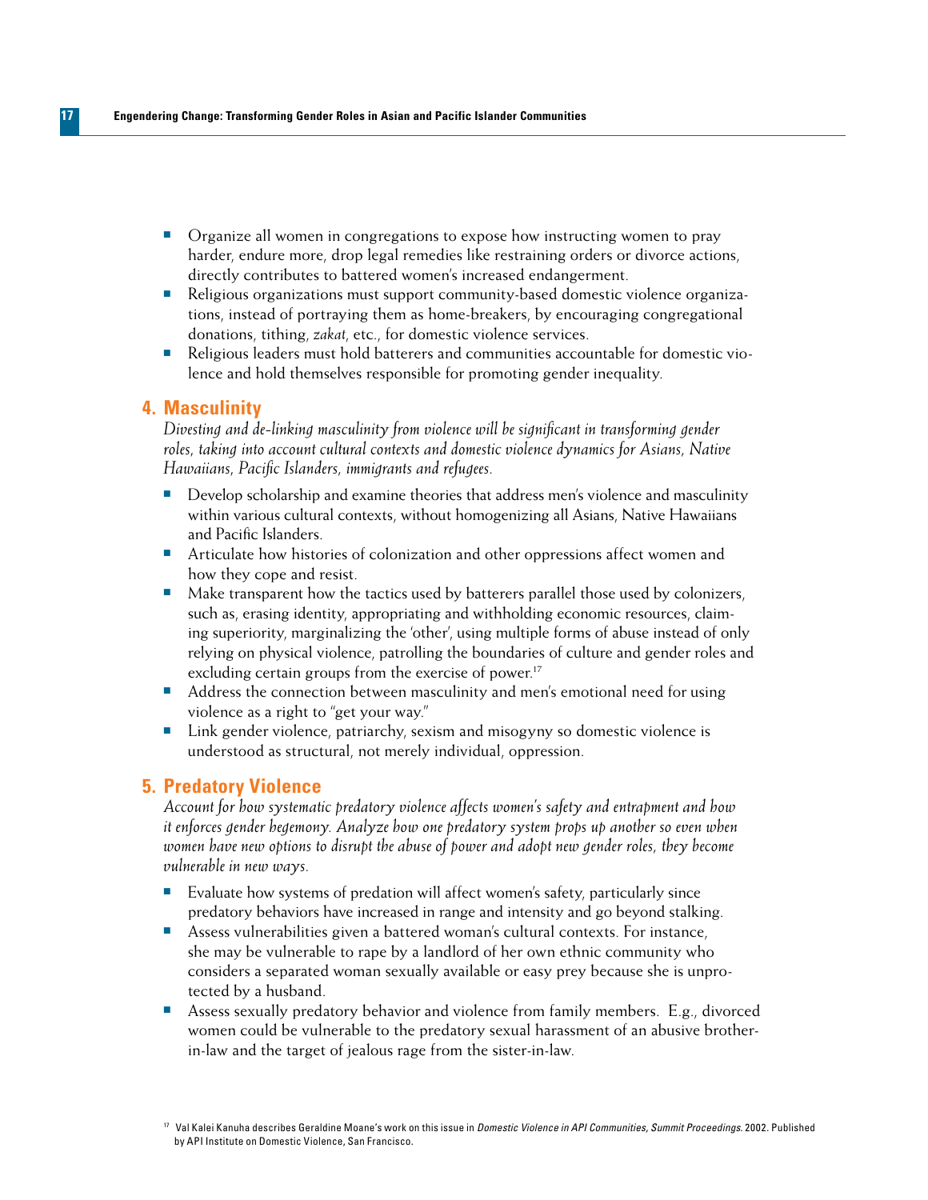- Organize all women in congregations to expose how instructing women to pray harder, endure more, drop legal remedies like restraining orders or divorce actions, directly contributes to battered women's increased endangerment.
- Religious organizations must support community-based domestic violence organizations, instead of portraying them as home-breakers, by encouraging congregational donations, tithing, *zakat*, etc., for domestic violence services.
- Religious leaders must hold batterers and communities accountable for domestic violence and hold themselves responsible for promoting gender inequality.

## 4. Masculinity

*Divesting and de-linking masculinity from violence will be significant in transforming gender roles, taking into account cultural contexts and domestic violence dynamics for Asians, Native Hawaiians, Pacific Islanders, immigrants and refugees.*

- Develop scholarship and examine theories that address men's violence and masculinity within various cultural contexts, without homogenizing all Asians, Native Hawaiians and Pacific Islanders.
- Articulate how histories of colonization and other oppressions affect women and how they cope and resist.
- Make transparent how the tactics used by batterers parallel those used by colonizers, such as, erasing identity, appropriating and withholding economic resources, claiming superiority, marginalizing the 'other', using multiple forms of abuse instead of only relying on physical violence, patrolling the boundaries of culture and gender roles and excluding certain groups from the exercise of power.[17]
- Address the connection between masculinity and men's emotional need for using violence as a right to "get your way."
- Link gender violence, patriarchy, sexism and misogyny so domestic violence is understood as structural, not merely individual, oppression.

## 5. Predatory Violence

*Account for how systematic predatory violence affects women's safety and entrapment and how it enforces gender hegemony. Analyze how one predatory system props up another so even when women have new options to disrupt the abuse of power and adopt new gender roles, they become vulnerable in new ways.*

- Evaluate how systems of predation will affect women's safety, particularly since predatory behaviors have increased in range and intensity and go beyond stalking.
- Assess vulnerabilities given a battered woman's cultural contexts. For instance, she may be vulnerable to rape by a landlord of her own ethnic community who considers a separated woman sexually available or easy prey because she is unprotected by a husband.
- Assess sexually predatory behavior and violence from family members. E.g., divorced women could be vulnerable to the predatory sexual harassment of an abusive brother-in-law and the target of jealous rage from the sister-in-law.

[17] Val Kalei Kanuha describes Geraldine Moane's work on this issue in *Domestic Violence in API Communities, Summit Proceedings*. 2002. Published by API Institute on Domestic Violence, San Francisco.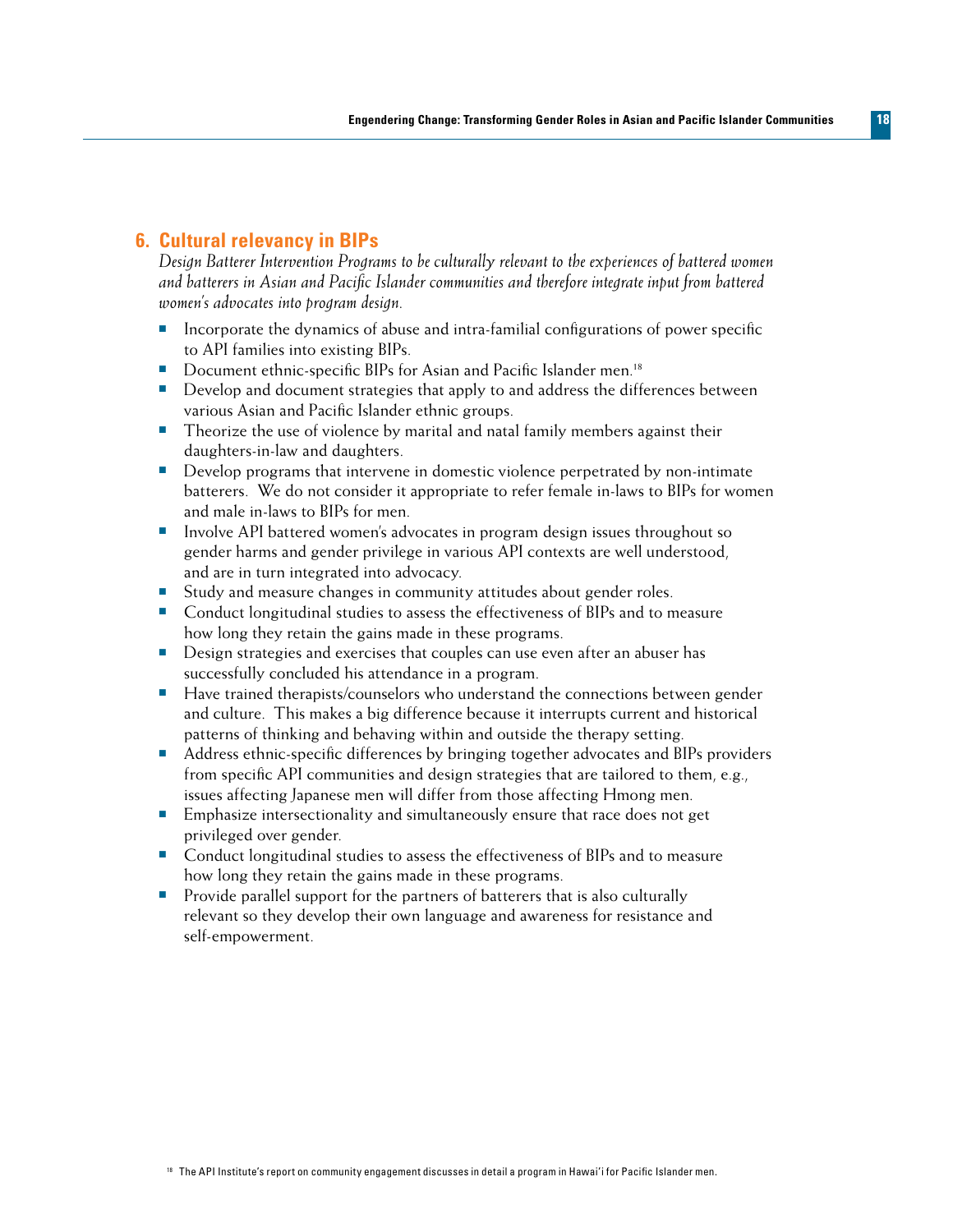## 6. Cultural relevancy in BIPs

*Design Batterer Intervention Programs to be culturally relevant to the experiences of battered women and batterers in Asian and Pacific Islander communities and therefore integrate input from battered women's advocates into program design.*

- Incorporate the dynamics of abuse and intra-familial configurations of power specific to API families into existing BIPs.
- Document ethnic-specific BIPs for Asian and Pacific Islander men.[18]
- Develop and document strategies that apply to and address the differences between various Asian and Pacific Islander ethnic groups.
- Theorize the use of violence by marital and natal family members against their daughters-in-law and daughters.
- Develop programs that intervene in domestic violence perpetrated by non-intimate batterers. We do not consider it appropriate to refer female in-laws to BIPs for women and male in-laws to BIPs for men.
- Involve API battered women's advocates in program design issues throughout so gender harms and gender privilege in various API contexts are well understood, and are in turn integrated into advocacy.
- Study and measure changes in community attitudes about gender roles.
- Conduct longitudinal studies to assess the effectiveness of BIPs and to measure how long they retain the gains made in these programs.
- Design strategies and exercises that couples can use even after an abuser has successfully concluded his attendance in a program.
- Have trained therapists/counselors who understand the connections between gender and culture. This makes a big difference because it interrupts current and historical patterns of thinking and behaving within and outside the therapy setting.
- Address ethnic-specific differences by bringing together advocates and BIPs providers from specific API communities and design strategies that are tailored to them, e.g., issues affecting Japanese men will differ from those affecting Hmong men.
- Emphasize intersectionality and simultaneously ensure that race does not get privileged over gender.
- Conduct longitudinal studies to assess the effectiveness of BIPs and to measure how long they retain the gains made in these programs.
- Provide parallel support for the partners of batterers that is also culturally relevant so they develop their own language and awareness for resistance and self-empowerment.

[18] The API Institute's report on community engagement discusses in detail a program in Hawai'i for Pacific Islander men.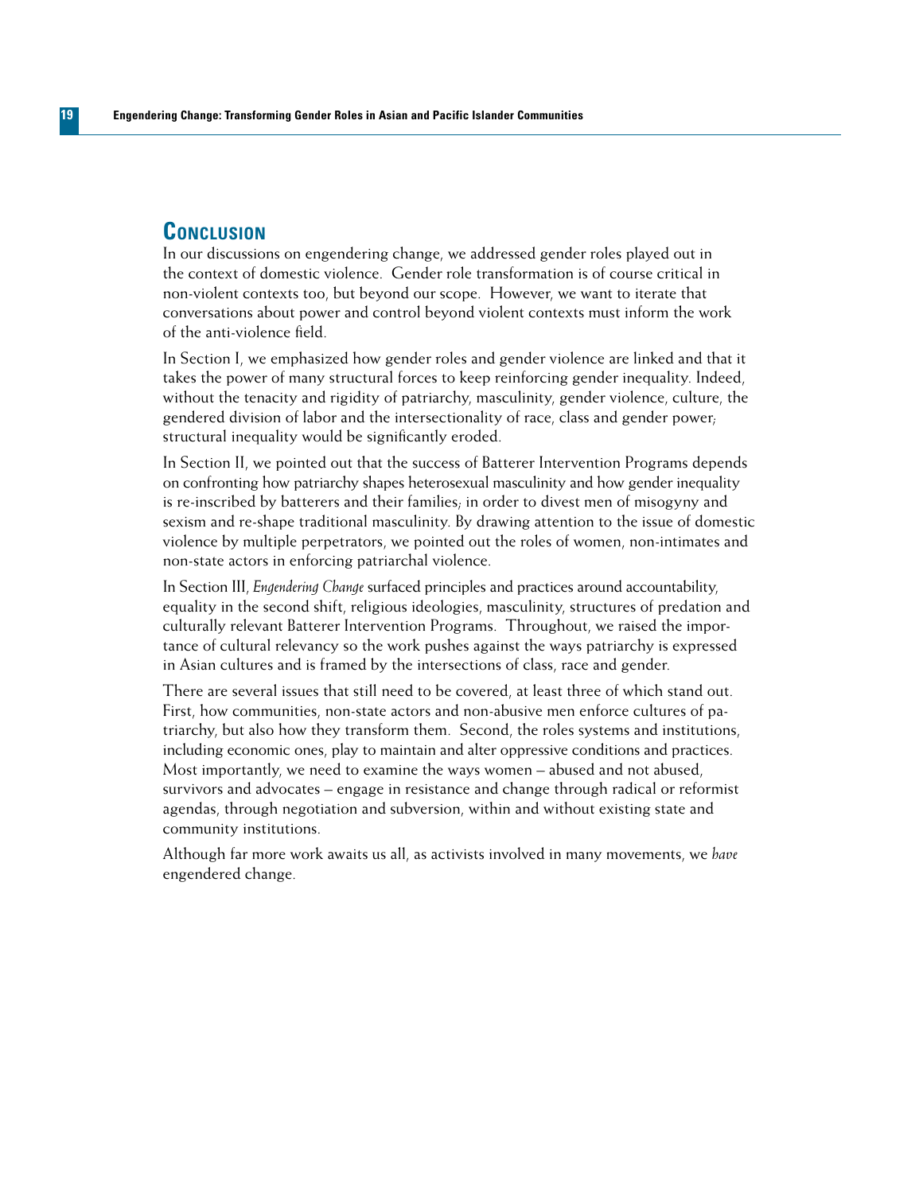## Conclusion

In our discussions on engendering change, we addressed gender roles played out in the context of domestic violence. Gender role transformation is of course critical in non-violent contexts too, but beyond our scope. However, we want to iterate that conversations about power and control beyond violent contexts must inform the work of the anti-violence field.

In Section I, we emphasized how gender roles and gender violence are linked and that it takes the power of many structural forces to keep reinforcing gender inequality. Indeed, without the tenacity and rigidity of patriarchy, masculinity, gender violence, culture, the gendered division of labor and the intersectionality of race, class and gender power; structural inequality would be significantly eroded.

In Section II, we pointed out that the success of Batterer Intervention Programs depends on confronting how patriarchy shapes heterosexual masculinity and how gender inequality is re-inscribed by batterers and their families; in order to divest men of misogyny and sexism and re-shape traditional masculinity. By drawing attention to the issue of domestic violence by multiple perpetrators, we pointed out the roles of women, non-intimates and non-state actors in enforcing patriarchal violence.

In Section III, *Engendering Change* surfaced principles and practices around accountability, equality in the second shift, religious ideologies, masculinity, structures of predation and culturally relevant Batterer Intervention Programs. Throughout, we raised the importance of cultural relevancy so the work pushes against the ways patriarchy is expressed in Asian cultures and is framed by the intersections of class, race and gender.

There are several issues that still need to be covered, at least three of which stand out. First, how communities, non-state actors and non-abusive men enforce cultures of patriarchy, but also how they transform them. Second, the roles systems and institutions, including economic ones, play to maintain and alter oppressive conditions and practices. Most importantly, we need to examine the ways women – abused and not abused, survivors and advocates – engage in resistance and change through radical or reformist agendas, through negotiation and subversion, within and without existing state and community institutions.

Although far more work awaits us all, as activists involved in many movements, we *have* engendered change.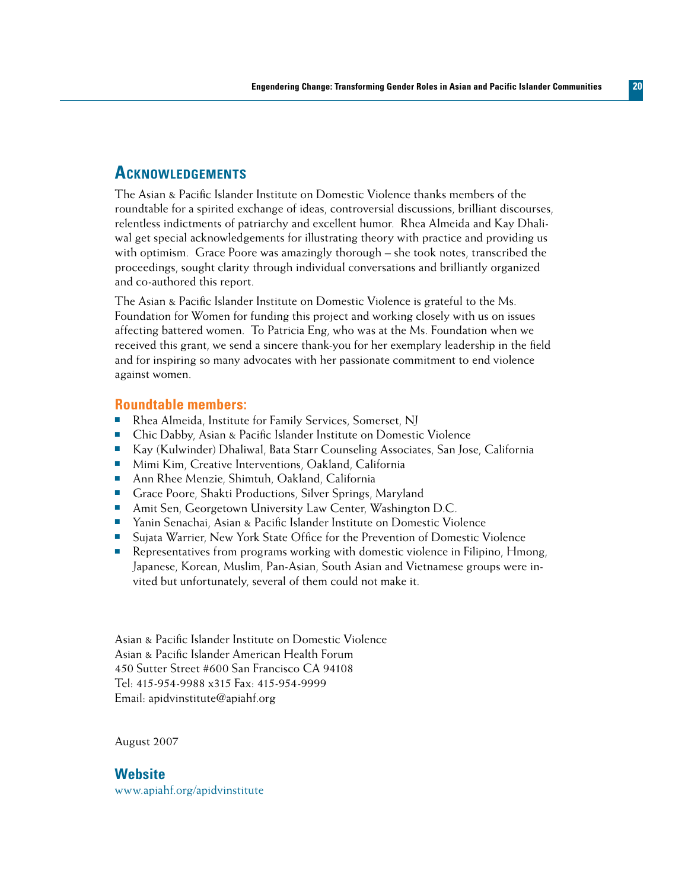## Acknowledgements

The Asian & Pacific Islander Institute on Domestic Violence thanks members of the roundtable for a spirited exchange of ideas, controversial discussions, brilliant discourses, relentless indictments of patriarchy and excellent humor. Rhea Almeida and Kay Dhaliwal get special acknowledgements for illustrating theory with practice and providing us with optimism. Grace Poore was amazingly thorough – she took notes, transcribed the proceedings, sought clarity through individual conversations and brilliantly organized and co-authored this report.

The Asian & Pacific Islander Institute on Domestic Violence is grateful to the Ms. Foundation for Women for funding this project and working closely with us on issues affecting battered women. To Patricia Eng, who was at the Ms. Foundation when we received this grant, we send a sincere thank-you for her exemplary leadership in the field and for inspiring so many advocates with her passionate commitment to end violence against women.

### Roundtable members:

- Rhea Almeida, Institute for Family Services, Somerset, NJ
- Chic Dabby, Asian & Pacific Islander Institute on Domestic Violence
- Kay (Kulwinder) Dhaliwal, Bata Starr Counseling Associates, San Jose, California
- Mimi Kim, Creative Interventions, Oakland, California
- Ann Rhee Menzie, Shimtuh, Oakland, California
- Grace Poore, Shakti Productions, Silver Springs, Maryland
- Amit Sen, Georgetown University Law Center, Washington D.C.
- Yanin Senachai, Asian & Pacific Islander Institute on Domestic Violence
- Sujata Warrier, New York State Office for the Prevention of Domestic Violence
- Representatives from programs working with domestic violence in Filipino, Hmong, Japanese, Korean, Muslim, Pan-Asian, South Asian and Vietnamese groups were invited but unfortunately, several of them could not make it.

Asian & Pacific Islander Institute on Domestic Violence
Asian & Pacific Islander American Health Forum
450 Sutter Street #600 San Francisco CA 94108
Tel: 415-954-9988 x315 Fax: 415-954-9999
Email: apidvinstitute@apiahf.org

August 2007

### Website

www.apiahf.org/apidvinstitute